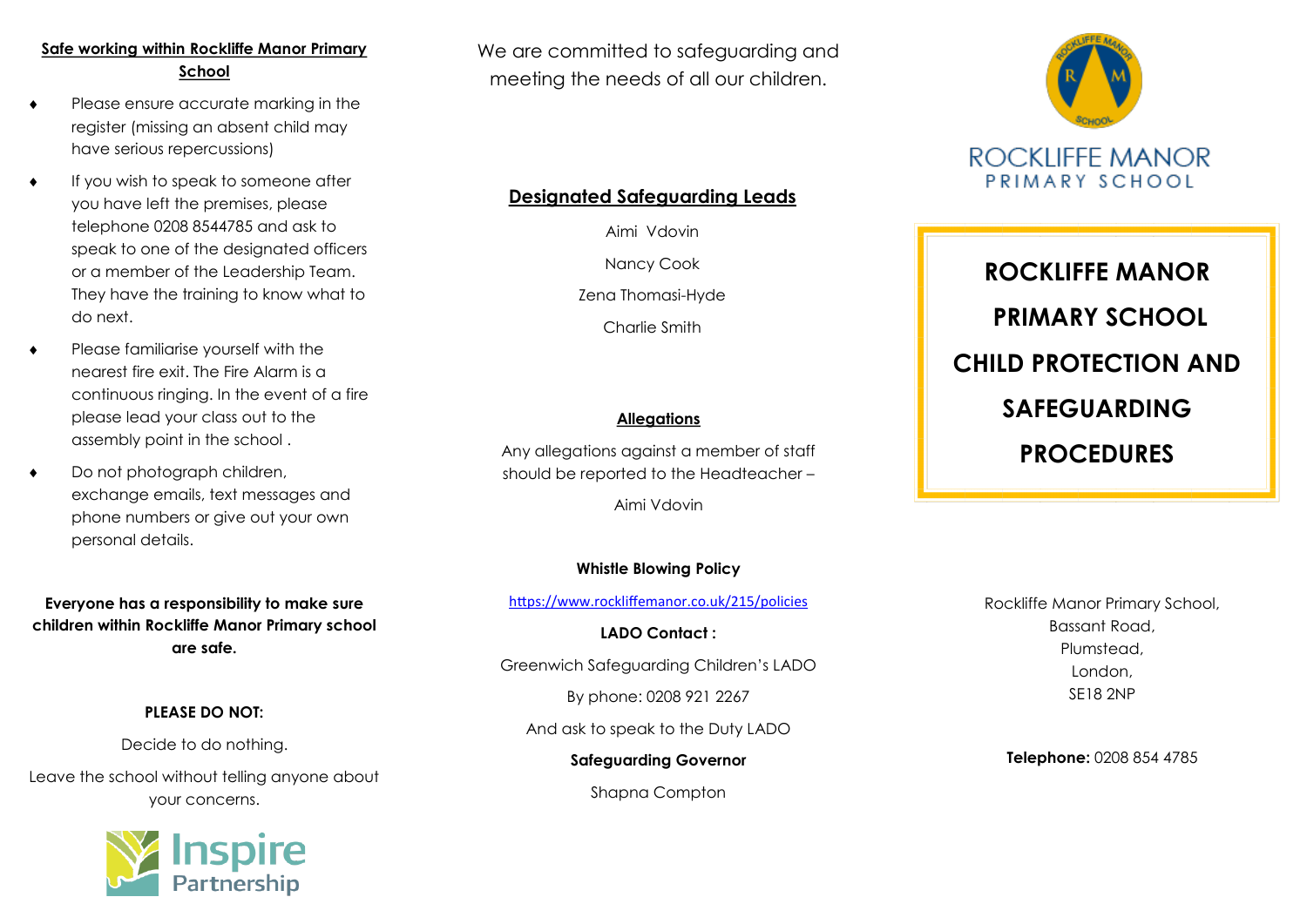## Safe working within Rockliffe Manor Primary School

- Please ensure accurate marking in the register (missing an absent child may have serious repercussions)
- If you wish to speak to someone after you have left the premises, please telephone 0208 8544785 and ask to speak to one of the designated officers or a member of the Leadership Team. They have the training to know what to do next.
- Please familiarise yourself with the nearest fire exit. The Fire Alarm is a continuous ringing. In the event of a fire please lead your class out to the assembly point in the school .
- Do not photograph children, exchange emails, text messages and phone numbers or give out your own personal details.

**Everyone has a responsibility to make sure children within Rockliffe Manor Primary school are safe.**

**PLEASE DO NOT:**

Decide to do nothing.

Leave the school without telling anyone about your concerns.

Inspire Partnership

We are committed to safeguarding and meeting the needs of all our children.

## Designated Safeguarding Leads

Aimi Vdovin

Nancy Cook

Zena Thomasi-Hyde

Charlie Smith

## Allegations

Any allegations against a member of staff should be reported to the Headteacher –

Aimi Vdovin

**Whistle Blowing Policy**

https://www.rockliffemanor.co.uk/215/policies

**LADO Contact :**

Greenwich Safeguarding Children's LADO

By phone: 0208 921 2267

And ask to speak to the Duty LADO

**Safeguarding Governor**

Shapna Compton

ROCKLIFFE MANOR PRIMARY SCHOOL

# ROCKLIFFE MANOR PRIMARY SCHOOL CHILD PROTECTION AND SAFEGUARDING PROCEDURES

Rockliffe Manor Primary School,
Bassant Road,
Plumstead,
London,
SE18 2NP

**Telephone:** 0208 854 4785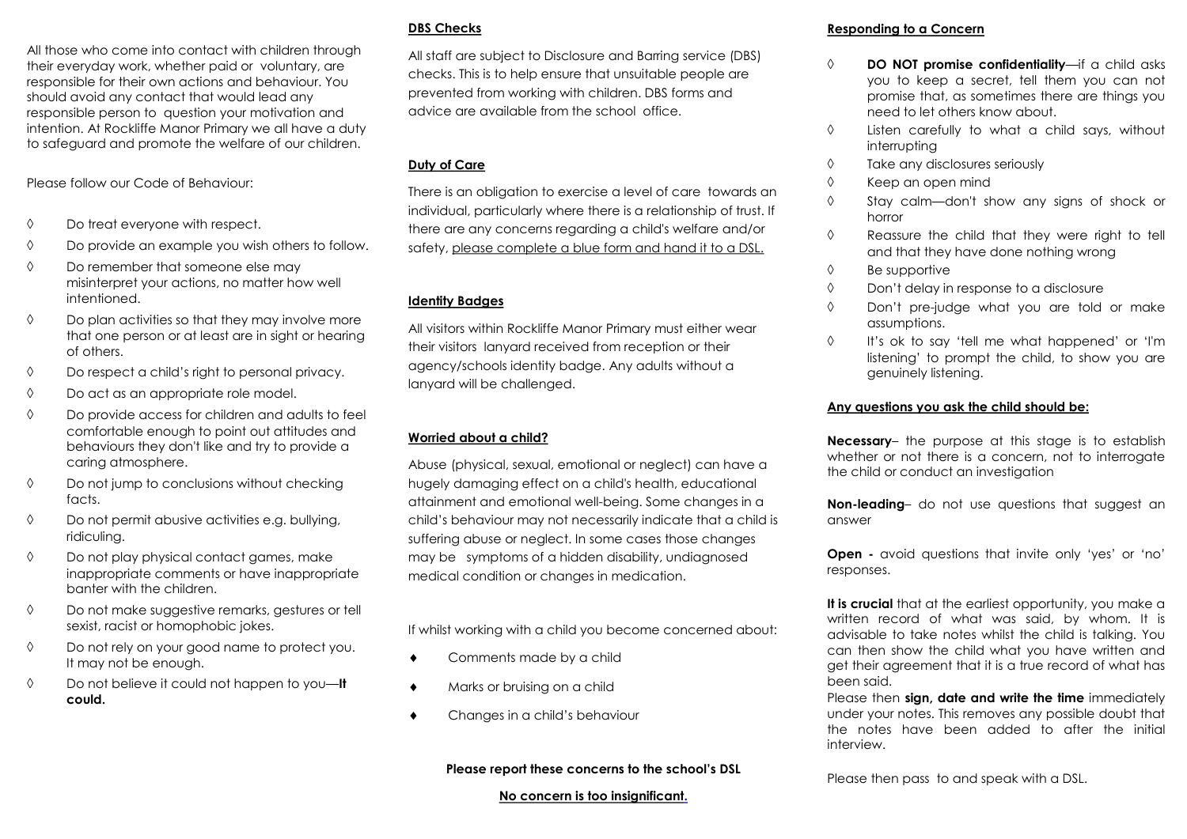All those who come into contact with children through their everyday work, whether paid or voluntary, are responsible for their own actions and behaviour. You should avoid any contact that would lead any responsible person to question your motivation and intention. At Rockliffe Manor Primary we all have a duty to safeguard and promote the welfare of our children.

Please follow our Code of Behaviour:

- Do treat everyone with respect.
- Do provide an example you wish others to follow.
- Do remember that someone else may misinterpret your actions, no matter how well intentioned.
- Do plan activities so that they may involve more that one person or at least are in sight or hearing of others.
- Do respect a child's right to personal privacy.
- Do act as an appropriate role model.
- Do provide access for children and adults to feel comfortable enough to point out attitudes and behaviours they don't like and try to provide a caring atmosphere.
- Do not jump to conclusions without checking facts.
- Do not permit abusive activities e.g. bullying, ridiculing.
- Do not play physical contact games, make inappropriate comments or have inappropriate banter with the children.
- Do not make suggestive remarks, gestures or tell sexist, racist or homophobic jokes.
- Do not rely on your good name to protect you. It may not be enough.
- Do not believe it could not happen to you—**It could.**

## DBS Checks

All staff are subject to Disclosure and Barring service (DBS) checks. This is to help ensure that unsuitable people are prevented from working with children. DBS forms and advice are available from the school office.

## Duty of Care

There is an obligation to exercise a level of care towards an individual, particularly where there is a relationship of trust. If there are any concerns regarding a child's welfare and/or safety, please complete a blue form and hand it to a DSL.

## Identity Badges

All visitors within Rockliffe Manor Primary must either wear their visitors lanyard received from reception or their agency/schools identity badge. Any adults without a lanyard will be challenged.

## Worried about a child?

Abuse (physical, sexual, emotional or neglect) can have a hugely damaging effect on a child's health, educational attainment and emotional well-being. Some changes in a child's behaviour may not necessarily indicate that a child is suffering abuse or neglect. In some cases those changes may be symptoms of a hidden disability, undiagnosed medical condition or changes in medication.

If whilst working with a child you become concerned about:

- Comments made by a child
- Marks or bruising on a child
- Changes in a child's behaviour

**Please report these concerns to the school's DSL**

**No concern is too insignificant.**

## Responding to a Concern

- **DO NOT promise confidentiality**—if a child asks you to keep a secret, tell them you can not promise that, as sometimes there are things you need to let others know about.
- Listen carefully to what a child says, without interrupting
- Take any disclosures seriously
- Keep an open mind
- Stay calm—don't show any signs of shock or horror
- Reassure the child that they were right to tell and that they have done nothing wrong
- Be supportive
- Don't delay in response to a disclosure
- Don't pre-judge what you are told or make assumptions.
- It's ok to say 'tell me what happened' or 'I'm listening' to prompt the child, to show you are genuinely listening.

## Any questions you ask the child should be:

**Necessary**– the purpose at this stage is to establish whether or not there is a concern, not to interrogate the child or conduct an investigation

**Non-leading**– do not use questions that suggest an answer

**Open -** avoid questions that invite only 'yes' or 'no' responses.

**It is crucial** that at the earliest opportunity, you make a written record of what was said, by whom. It is advisable to take notes whilst the child is talking. You can then show the child what you have written and get their agreement that it is a true record of what has been said.

Please then **sign, date and write the time** immediately under your notes. This removes any possible doubt that the notes have been added to after the initial interview.

Please then pass to and speak with a DSL.